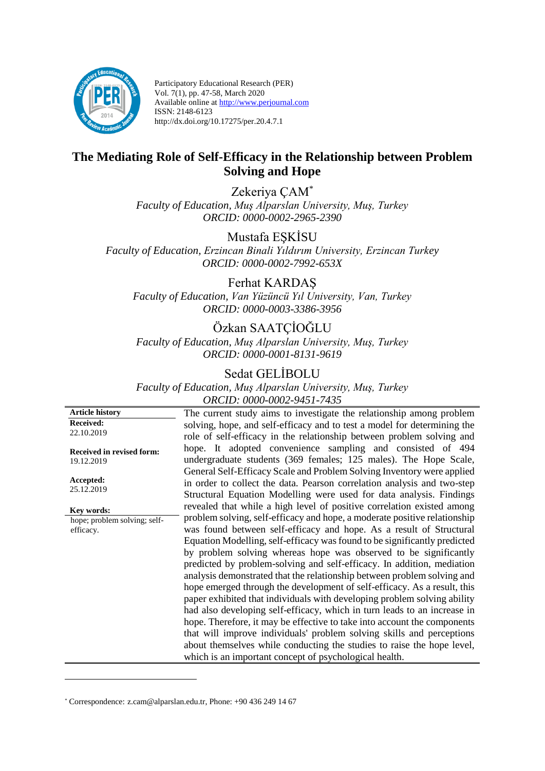Participatory Educational Research (PER)
Vol. 7(1), pp. 47-58, March 2020
Available online at http://www.perjournal.com
ISSN: 2148-6123
http://dx.doi.org/10.17275/per.20.4.7.1

# The Mediating Role of Self-Efficacy in the Relationship between Problem Solving and Hope

Zekeriya ÇAM[*]
*Faculty of Education, Muş Alparslan University, Muş, Turkey*
*ORCID: 0000-0002-2965-2390*

Mustafa EŞKİSU
*Faculty of Education, Erzincan Binali Yıldırım University, Erzincan Turkey*
*ORCID: 0000-0002-7992-653X*

Ferhat KARDAŞ
*Faculty of Education, Van Yüzüncü Yıl University, Van, Turkey*
*ORCID: 0000-0003-3386-3956*

Özkan SAATÇİOĞLU
*Faculty of Education, Muş Alparslan University, Muş, Turkey*
*ORCID: 0000-0001-8131-9619*

Sedat GELİBOLU
*Faculty of Education, Muş Alparslan University, Muş, Turkey*
*ORCID: 0000-0002-9451-7435*

**Article history**

**Received:**
22.10.2019

**Received in revised form:**
19.12.2019

**Accepted:**
25.12.2019

**Key words:**
hope; problem solving; self-efficacy.

The current study aims to investigate the relationship among problem solving, hope, and self-efficacy and to test a model for determining the role of self-efficacy in the relationship between problem solving and hope. It adopted convenience sampling and consisted of 494 undergraduate students (369 females; 125 males). The Hope Scale, General Self-Efficacy Scale and Problem Solving Inventory were applied in order to collect the data. Pearson correlation analysis and two-step Structural Equation Modelling were used for data analysis. Findings revealed that while a high level of positive correlation existed among problem solving, self-efficacy and hope, a moderate positive relationship was found between self-efficacy and hope. As a result of Structural Equation Modelling, self-efficacy was found to be significantly predicted by problem solving whereas hope was observed to be significantly predicted by problem-solving and self-efficacy. In addition, mediation analysis demonstrated that the relationship between problem solving and hope emerged through the development of self-efficacy. As a result, this paper exhibited that individuals with developing problem solving ability had also developing self-efficacy, which in turn leads to an increase in hope. Therefore, it may be effective to take into account the components that will improve individuals' problem solving skills and perceptions about themselves while conducting the studies to raise the hope level, which is an important concept of psychological health.

---

[*] Correspondence: z.cam@alparslan.edu.tr, Phone: +90 436 249 14 67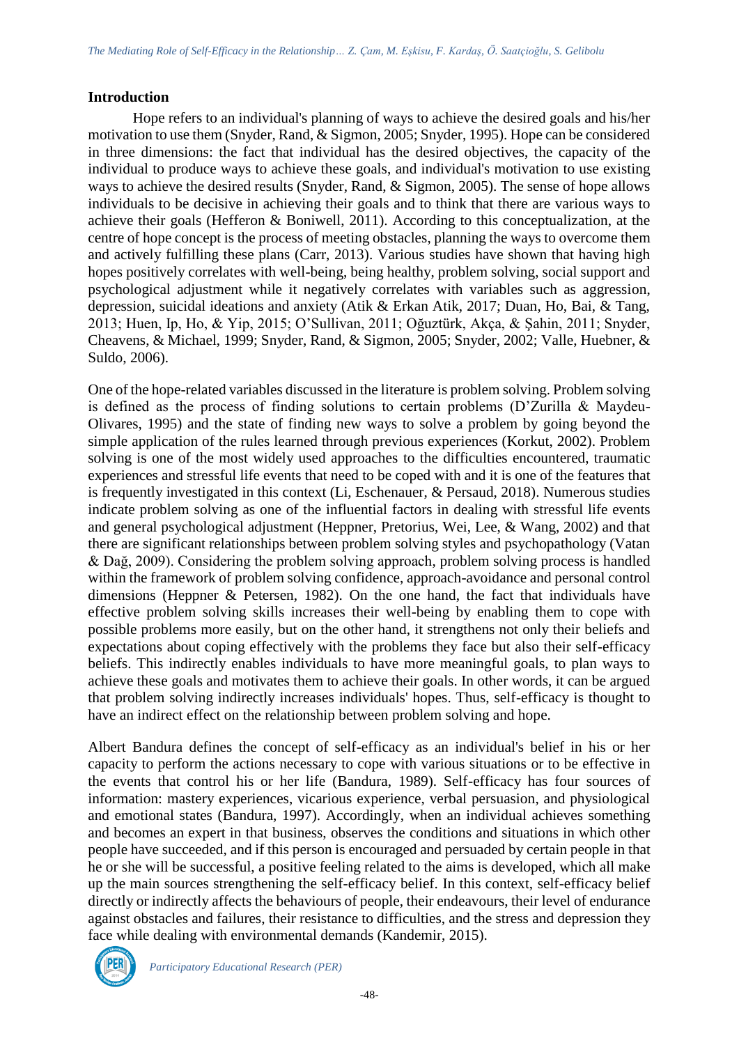## Introduction

Hope refers to an individual's planning of ways to achieve the desired goals and his/her motivation to use them (Snyder, Rand, & Sigmon, 2005; Snyder, 1995). Hope can be considered in three dimensions: the fact that individual has the desired objectives, the capacity of the individual to produce ways to achieve these goals, and individual's motivation to use existing ways to achieve the desired results (Snyder, Rand, & Sigmon, 2005). The sense of hope allows individuals to be decisive in achieving their goals and to think that there are various ways to achieve their goals (Hefferon & Boniwell, 2011). According to this conceptualization, at the centre of hope concept is the process of meeting obstacles, planning the ways to overcome them and actively fulfilling these plans (Carr, 2013). Various studies have shown that having high hopes positively correlates with well-being, being healthy, problem solving, social support and psychological adjustment while it negatively correlates with variables such as aggression, depression, suicidal ideations and anxiety (Atik & Erkan Atik, 2017; Duan, Ho, Bai, & Tang, 2013; Huen, Ip, Ho, & Yip, 2015; O'Sullivan, 2011; Oğuztürk, Akça, & Şahin, 2011; Snyder, Cheavens, & Michael, 1999; Snyder, Rand, & Sigmon, 2005; Snyder, 2002; Valle, Huebner, & Suldo, 2006).

One of the hope-related variables discussed in the literature is problem solving. Problem solving is defined as the process of finding solutions to certain problems (D'Zurilla & Maydeu-Olivares, 1995) and the state of finding new ways to solve a problem by going beyond the simple application of the rules learned through previous experiences (Korkut, 2002). Problem solving is one of the most widely used approaches to the difficulties encountered, traumatic experiences and stressful life events that need to be coped with and it is one of the features that is frequently investigated in this context (Li, Eschenauer, & Persaud, 2018). Numerous studies indicate problem solving as one of the influential factors in dealing with stressful life events and general psychological adjustment (Heppner, Pretorius, Wei, Lee, & Wang, 2002) and that there are significant relationships between problem solving styles and psychopathology (Vatan & Dağ, 2009). Considering the problem solving approach, problem solving process is handled within the framework of problem solving confidence, approach-avoidance and personal control dimensions (Heppner & Petersen, 1982). On the one hand, the fact that individuals have effective problem solving skills increases their well-being by enabling them to cope with possible problems more easily, but on the other hand, it strengthens not only their beliefs and expectations about coping effectively with the problems they face but also their self-efficacy beliefs. This indirectly enables individuals to have more meaningful goals, to plan ways to achieve these goals and motivates them to achieve their goals. In other words, it can be argued that problem solving indirectly increases individuals' hopes. Thus, self-efficacy is thought to have an indirect effect on the relationship between problem solving and hope.

Albert Bandura defines the concept of self-efficacy as an individual's belief in his or her capacity to perform the actions necessary to cope with various situations or to be effective in the events that control his or her life (Bandura, 1989). Self-efficacy has four sources of information: mastery experiences, vicarious experience, verbal persuasion, and physiological and emotional states (Bandura, 1997). Accordingly, when an individual achieves something and becomes an expert in that business, observes the conditions and situations in which other people have succeeded, and if this person is encouraged and persuaded by certain people in that he or she will be successful, a positive feeling related to the aims is developed, which all make up the main sources strengthening the self-efficacy belief. In this context, self-efficacy belief directly or indirectly affects the behaviours of people, their endeavours, their level of endurance against obstacles and failures, their resistance to difficulties, and the stress and depression they face while dealing with environmental demands (Kandemir, 2015).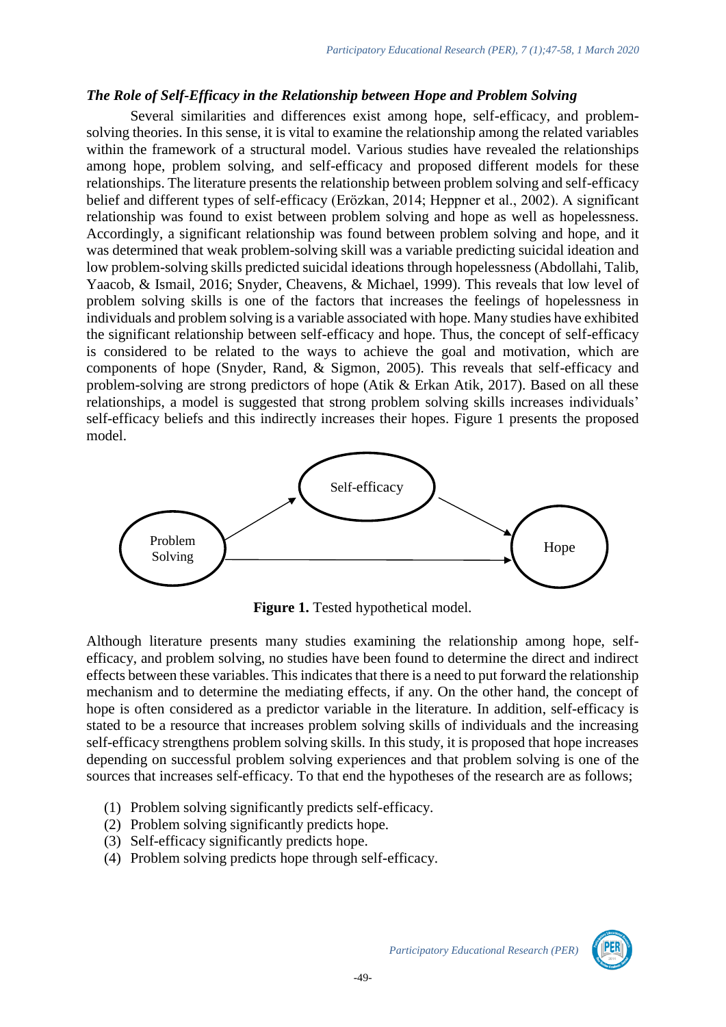### *The Role of Self-Efficacy in the Relationship between Hope and Problem Solving*

Several similarities and differences exist among hope, self-efficacy, and problem-solving theories. In this sense, it is vital to examine the relationship among the related variables within the framework of a structural model. Various studies have revealed the relationships among hope, problem solving, and self-efficacy and proposed different models for these relationships. The literature presents the relationship between problem solving and self-efficacy belief and different types of self-efficacy (Erözkan, 2014; Heppner et al., 2002). A significant relationship was found to exist between problem solving and hope as well as hopelessness. Accordingly, a significant relationship was found between problem solving and hope, and it was determined that weak problem-solving skill was a variable predicting suicidal ideation and low problem-solving skills predicted suicidal ideations through hopelessness (Abdollahi, Talib, Yaacob, & Ismail, 2016; Snyder, Cheavens, & Michael, 1999). This reveals that low level of problem solving skills is one of the factors that increases the feelings of hopelessness in individuals and problem solving is a variable associated with hope. Many studies have exhibited the significant relationship between self-efficacy and hope. Thus, the concept of self-efficacy is considered to be related to the ways to achieve the goal and motivation, which are components of hope (Snyder, Rand, & Sigmon, 2005). This reveals that self-efficacy and problem-solving are strong predictors of hope (Atik & Erkan Atik, 2017). Based on all these relationships, a model is suggested that strong problem solving skills increases individuals' self-efficacy beliefs and this indirectly increases their hopes. Figure 1 presents the proposed model.

**Figure 1.** Tested hypothetical model.

Although literature presents many studies examining the relationship among hope, self-efficacy, and problem solving, no studies have been found to determine the direct and indirect effects between these variables. This indicates that there is a need to put forward the relationship mechanism and to determine the mediating effects, if any. On the other hand, the concept of hope is often considered as a predictor variable in the literature. In addition, self-efficacy is stated to be a resource that increases problem solving skills of individuals and the increasing self-efficacy strengthens problem solving skills. In this study, it is proposed that hope increases depending on successful problem solving experiences and that problem solving is one of the sources that increases self-efficacy. To that end the hypotheses of the research are as follows;

(1) Problem solving significantly predicts self-efficacy.
(2) Problem solving significantly predicts hope.
(3) Self-efficacy significantly predicts hope.
(4) Problem solving predicts hope through self-efficacy.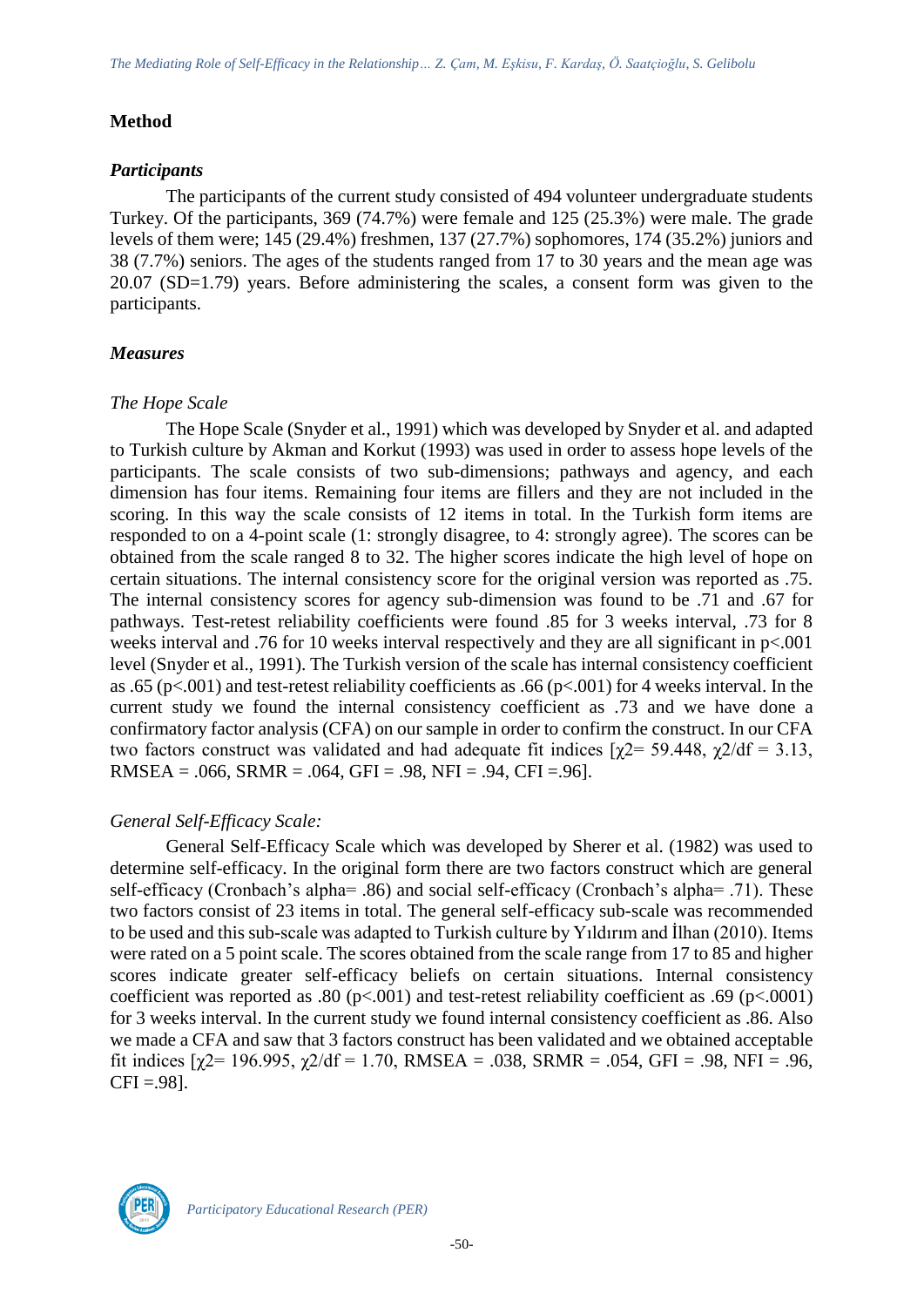## Method

### *Participants*

The participants of the current study consisted of 494 volunteer undergraduate students Turkey. Of the participants, 369 (74.7%) were female and 125 (25.3%) were male. The grade levels of them were; 145 (29.4%) freshmen, 137 (27.7%) sophomores, 174 (35.2%) juniors and 38 (7.7%) seniors. The ages of the students ranged from 17 to 30 years and the mean age was 20.07 (SD=1.79) years. Before administering the scales, a consent form was given to the participants.

### *Measures*

#### *The Hope Scale*

The Hope Scale (Snyder et al., 1991) which was developed by Snyder et al. and adapted to Turkish culture by Akman and Korkut (1993) was used in order to assess hope levels of the participants. The scale consists of two sub-dimensions; pathways and agency, and each dimension has four items. Remaining four items are fillers and they are not included in the scoring. In this way the scale consists of 12 items in total. In the Turkish form items are responded to on a 4-point scale (1: strongly disagree, to 4: strongly agree). The scores can be obtained from the scale ranged 8 to 32. The higher scores indicate the high level of hope on certain situations. The internal consistency score for the original version was reported as .75. The internal consistency scores for agency sub-dimension was found to be .71 and .67 for pathways. Test-retest reliability coefficients were found .85 for 3 weeks interval, .73 for 8 weeks interval and .76 for 10 weeks interval respectively and they are all significant in $p<.001$ level (Snyder et al., 1991). The Turkish version of the scale has internal consistency coefficient as .65 ($p<.001$) and test-retest reliability coefficients as .66 ($p<.001$) for 4 weeks interval. In the current study we found the internal consistency coefficient as .73 and we have done a confirmatory factor analysis (CFA) on our sample in order to confirm the construct. In our CFA two factors construct was validated and had adequate fit indices [$\chi^2$= 59.448, $\chi^2/df$ = 3.13, RMSEA = .066, SRMR = .064, GFI = .98, NFI = .94, CFI =.96].

#### *General Self-Efficacy Scale:*

General Self-Efficacy Scale which was developed by Sherer et al. (1982) was used to determine self-efficacy. In the original form there are two factors construct which are general self-efficacy (Cronbach's alpha= .86) and social self-efficacy (Cronbach's alpha= .71). These two factors consist of 23 items in total. The general self-efficacy sub-scale was recommended to be used and this sub-scale was adapted to Turkish culture by Yıldırım and İlhan (2010). Items were rated on a 5 point scale. The scores obtained from the scale range from 17 to 85 and higher scores indicate greater self-efficacy beliefs on certain situations. Internal consistency coefficient was reported as .80 ($p<.001$) and test-retest reliability coefficient as .69 ($p<.0001$) for 3 weeks interval. In the current study we found internal consistency coefficient as .86. Also we made a CFA and saw that 3 factors construct has been validated and we obtained acceptable fit indices [$\chi^2$= 196.995, $\chi^2/df$ = 1.70, RMSEA = .038, SRMR = .054, GFI = .98, NFI = .96, CFI =.98].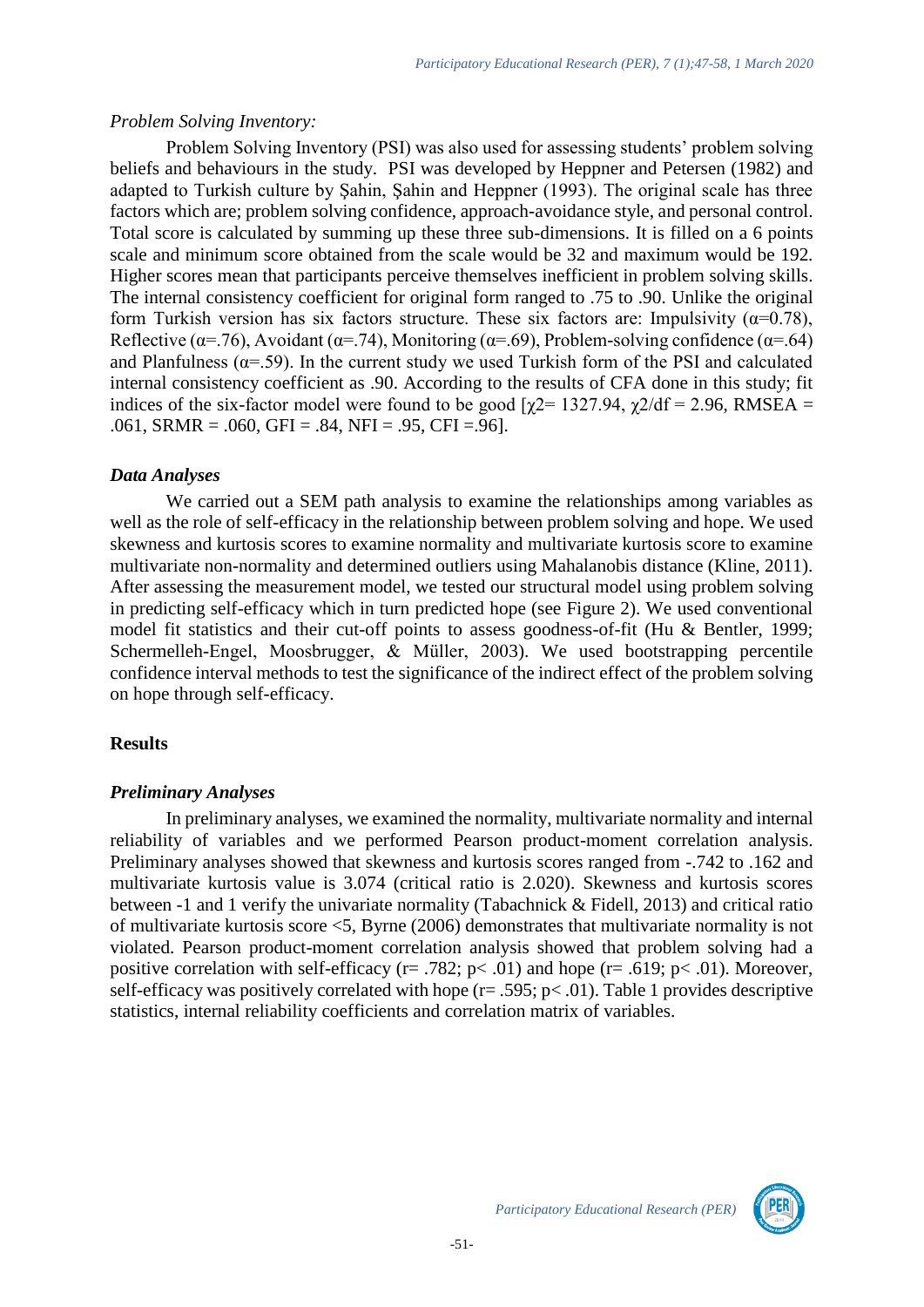*Problem Solving Inventory:*

Problem Solving Inventory (PSI) was also used for assessing students' problem solving beliefs and behaviours in the study. PSI was developed by Heppner and Petersen (1982) and adapted to Turkish culture by Şahin, Şahin and Heppner (1993). The original scale has three factors which are; problem solving confidence, approach-avoidance style, and personal control. Total score is calculated by summing up these three sub-dimensions. It is filled on a 6 points scale and minimum score obtained from the scale would be 32 and maximum would be 192. Higher scores mean that participants perceive themselves inefficient in problem solving skills. The internal consistency coefficient for original form ranged to .75 to .90. Unlike the original form Turkish version has six factors structure. These six factors are: Impulsivity ($\alpha$=0.78), Reflective ($\alpha$=.76), Avoidant ($\alpha$=.74), Monitoring ($\alpha$=.69), Problem-solving confidence ($\alpha$=.64) and Planfulness ($\alpha$=.59). In the current study we used Turkish form of the PSI and calculated internal consistency coefficient as .90. According to the results of CFA done in this study; fit indices of the six-factor model were found to be good [$\chi2$= 1327.94, $\chi2$/df = 2.96, RMSEA = .061, SRMR = .060, GFI = .84, NFI = .95, CFI =.96].

### *Data Analyses*

We carried out a SEM path analysis to examine the relationships among variables as well as the role of self-efficacy in the relationship between problem solving and hope. We used skewness and kurtosis scores to examine normality and multivariate kurtosis score to examine multivariate non-normality and determined outliers using Mahalanobis distance (Kline, 2011). After assessing the measurement model, we tested our structural model using problem solving in predicting self-efficacy which in turn predicted hope (see Figure 2). We used conventional model fit statistics and their cut-off points to assess goodness-of-fit (Hu & Bentler, 1999; Schermelleh-Engel, Moosbrugger, & Müller, 2003). We used bootstrapping percentile confidence interval methods to test the significance of the indirect effect of the problem solving on hope through self-efficacy.

## Results

### *Preliminary Analyses*

In preliminary analyses, we examined the normality, multivariate normality and internal reliability of variables and we performed Pearson product-moment correlation analysis. Preliminary analyses showed that skewness and kurtosis scores ranged from -.742 to .162 and multivariate kurtosis value is 3.074 (critical ratio is 2.020). Skewness and kurtosis scores between -1 and 1 verify the univariate normality (Tabachnick & Fidell, 2013) and critical ratio of multivariate kurtosis score <5, Byrne (2006) demonstrates that multivariate normality is not violated. Pearson product-moment correlation analysis showed that problem solving had a positive correlation with self-efficacy (r= .782; p< .01) and hope (r= .619; p< .01). Moreover, self-efficacy was positively correlated with hope (r= .595; p< .01). Table 1 provides descriptive statistics, internal reliability coefficients and correlation matrix of variables.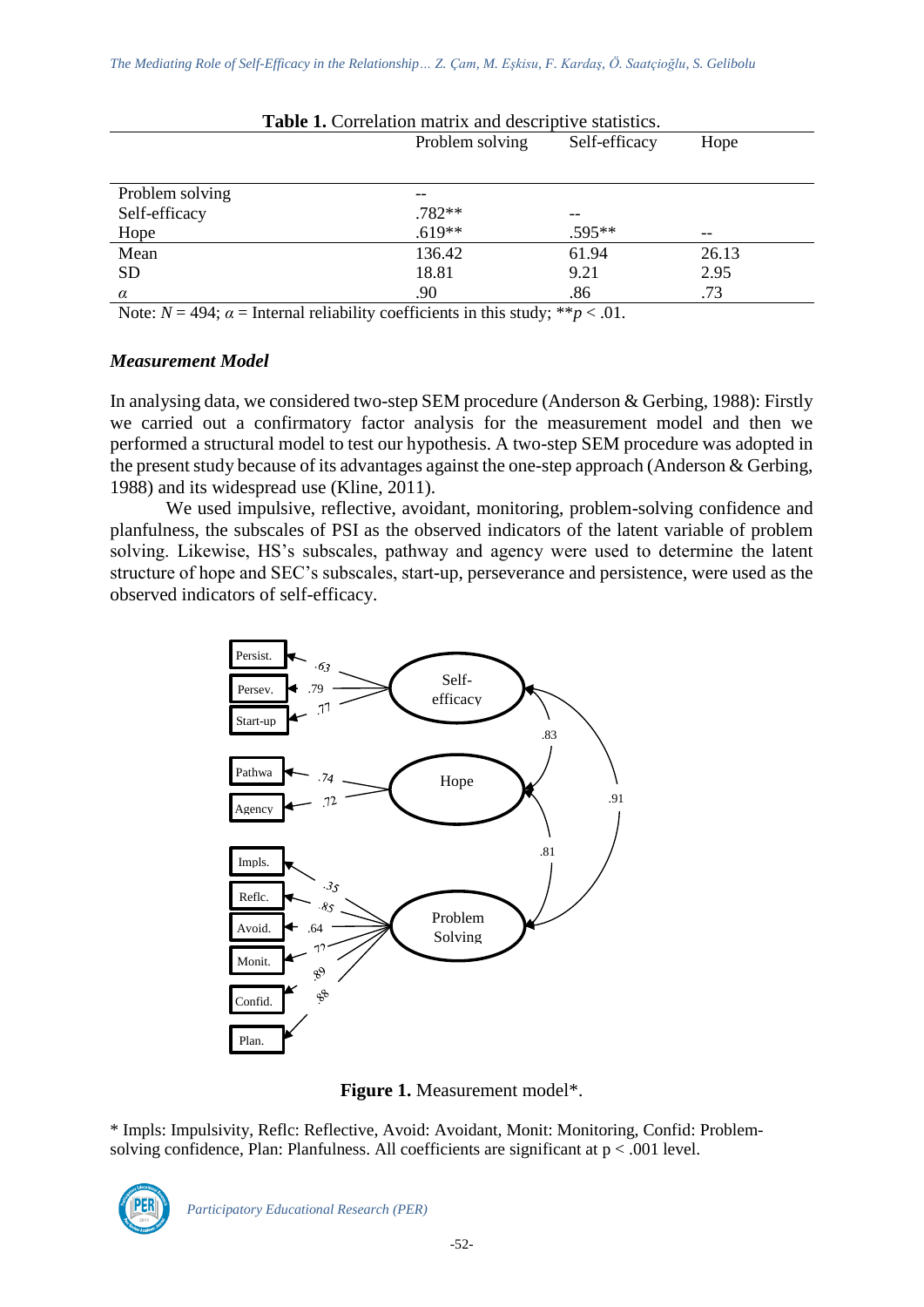**Table 1.** Correlation matrix and descriptive statistics.

| | Problem solving | Self-efficacy | Hope |
|---|---|---|---|
| Problem solving | -- | | |
| Self-efficacy | .782** | -- | |
| Hope | .619** | .595** | -- |
| Mean | 136.42 | 61.94 | 26.13 |
| SD | 18.81 | 9.21 | 2.95 |
| *α* | .90 | .86 | .73 |

Note: $N$ = 494; $\alpha$ = Internal reliability coefficients in this study; ** $p < .01$.

### *Measurement Model*

In analysing data, we considered two-step SEM procedure (Anderson & Gerbing, 1988): Firstly we carried out a confirmatory factor analysis for the measurement model and then we performed a structural model to test our hypothesis. A two-step SEM procedure was adopted in the present study because of its advantages against the one-step approach (Anderson & Gerbing, 1988) and its widespread use (Kline, 2011).

We used impulsive, reflective, avoidant, monitoring, problem-solving confidence and planfulness, the subscales of PSI as the observed indicators of the latent variable of problem solving. Likewise, HS's subscales, pathway and agency were used to determine the latent structure of hope and SEC's subscales, start-up, perseverance and persistence, were used as the observed indicators of self-efficacy.

**Figure 1.** Measurement model*.

* Impls: Impulsivity, Reflc: Reflective, Avoid: Avoidant, Monit: Monitoring, Confid: Problem-solving confidence, Plan: Planfulness. All coefficients are significant at p < .001 level.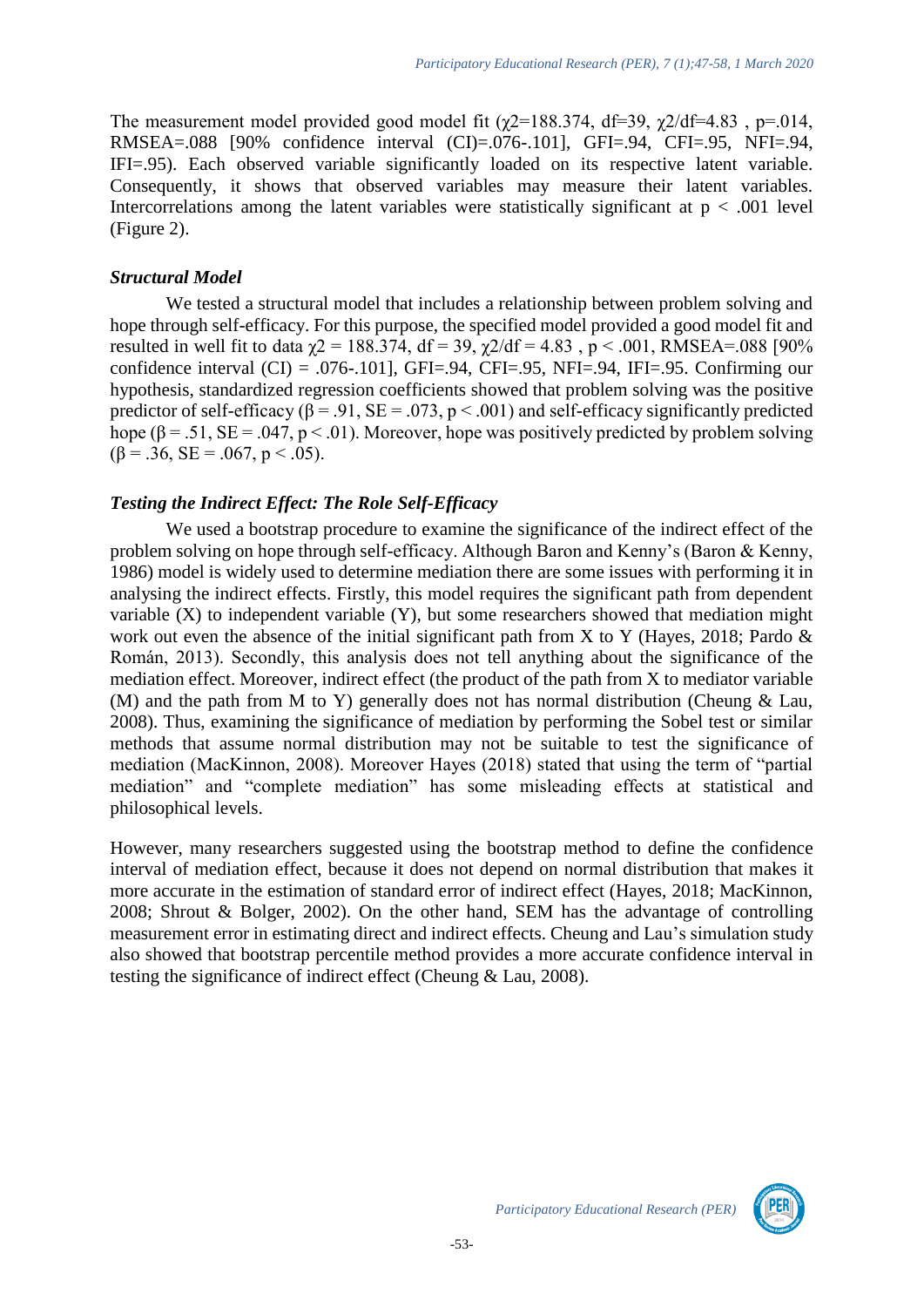The measurement model provided good model fit ($\chi2$=188.374, df=39, $\chi2$/df=4.83 , p=.014, RMSEA=.088 [90% confidence interval (CI)=.076-.101], GFI=.94, CFI=.95, NFI=.94, IFI=.95). Each observed variable significantly loaded on its respective latent variable. Consequently, it shows that observed variables may measure their latent variables. Intercorrelations among the latent variables were statistically significant at $p < .001$ level (Figure 2).

### *Structural Model*

We tested a structural model that includes a relationship between problem solving and hope through self-efficacy. For this purpose, the specified model provided a good model fit and resulted in well fit to data $\chi2$ = 188.374, df = 39, $\chi2$/df = 4.83 , $p < .001$, RMSEA=.088 [90% confidence interval (CI) = .076-.101], GFI=.94, CFI=.95, NFI=.94, IFI=.95. Confirming our hypothesis, standardized regression coefficients showed that problem solving was the positive predictor of self-efficacy ($\beta = .91$, SE = .073, $p < .001$) and self-efficacy significantly predicted hope ($\beta = .51$, SE = .047, $p < .01$). Moreover, hope was positively predicted by problem solving ($\beta = .36$, SE = .067, $p < .05$).

### *Testing the Indirect Effect: The Role Self-Efficacy*

We used a bootstrap procedure to examine the significance of the indirect effect of the problem solving on hope through self-efficacy. Although Baron and Kenny's (Baron & Kenny, 1986) model is widely used to determine mediation there are some issues with performing it in analysing the indirect effects. Firstly, this model requires the significant path from dependent variable (X) to independent variable (Y), but some researchers showed that mediation might work out even the absence of the initial significant path from X to Y (Hayes, 2018; Pardo & Román, 2013). Secondly, this analysis does not tell anything about the significance of the mediation effect. Moreover, indirect effect (the product of the path from X to mediator variable (M) and the path from M to Y) generally does not has normal distribution (Cheung & Lau, 2008). Thus, examining the significance of mediation by performing the Sobel test or similar methods that assume normal distribution may not be suitable to test the significance of mediation (MacKinnon, 2008). Moreover Hayes (2018) stated that using the term of "partial mediation" and "complete mediation" has some misleading effects at statistical and philosophical levels.

However, many researchers suggested using the bootstrap method to define the confidence interval of mediation effect, because it does not depend on normal distribution that makes it more accurate in the estimation of standard error of indirect effect (Hayes, 2018; MacKinnon, 2008; Shrout & Bolger, 2002). On the other hand, SEM has the advantage of controlling measurement error in estimating direct and indirect effects. Cheung and Lau's simulation study also showed that bootstrap percentile method provides a more accurate confidence interval in testing the significance of indirect effect (Cheung & Lau, 2008).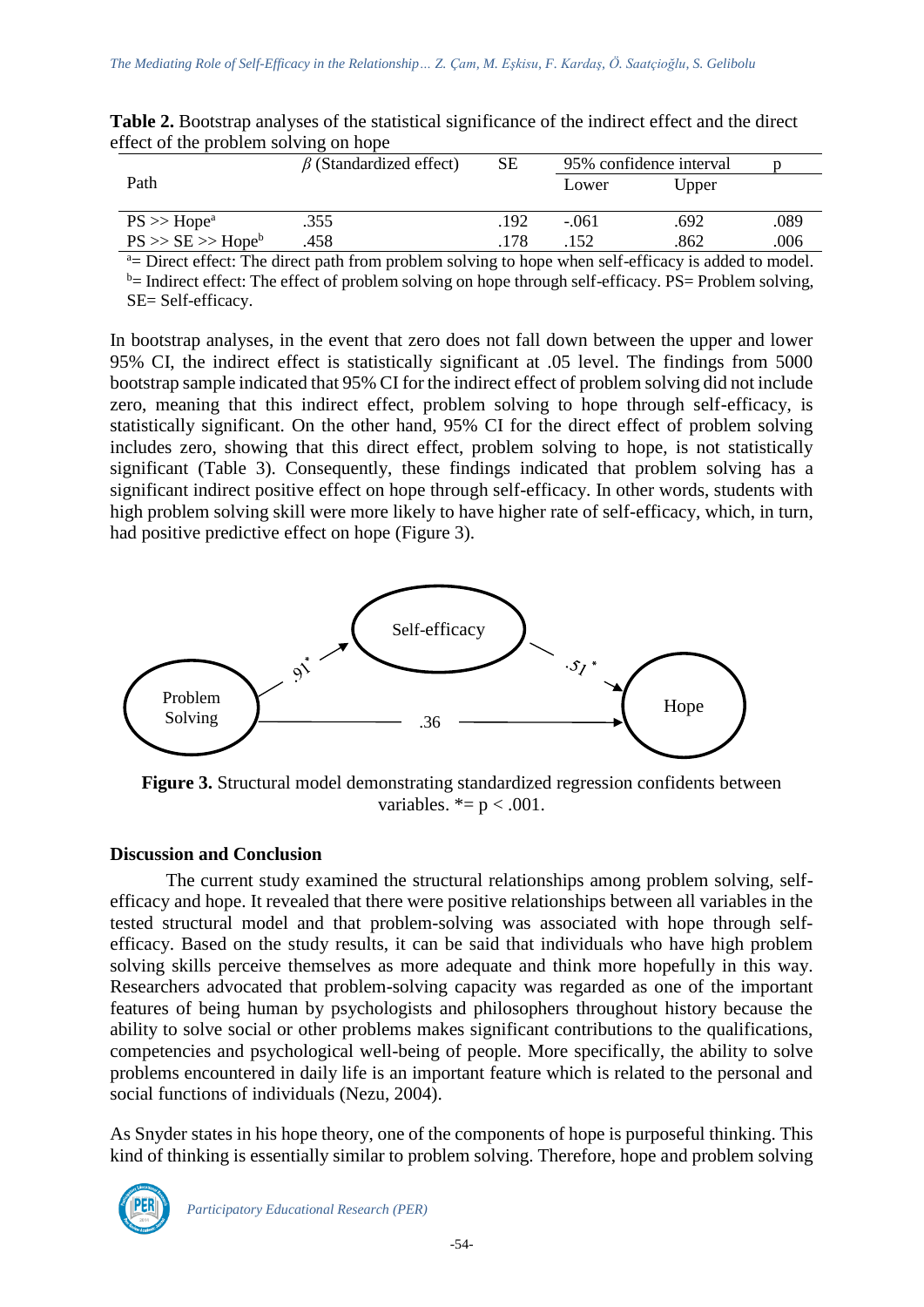**Table 2.** Bootstrap analyses of the statistical significance of the indirect effect and the direct effect of the problem solving on hope

| Path | $\beta$ (Standardized effect) | SE | 95% confidence interval | | p |
|---|---|---|---|---|---|
| | | | Lower | Upper | |
| PS >> Hope[a] | .355 | .192 | -.061 | .692 | .089 |
| PS >> SE >> Hope[b] | .458 | .178 | .152 | .862 | .006 |

[a]= Direct effect: The direct path from problem solving to hope when self-efficacy is added to model.
[b]= Indirect effect: The effect of problem solving on hope through self-efficacy. PS= Problem solving, SE= Self-efficacy.

In bootstrap analyses, in the event that zero does not fall down between the upper and lower 95% CI, the indirect effect is statistically significant at .05 level. The findings from 5000 bootstrap sample indicated that 95% CI for the indirect effect of problem solving did not include zero, meaning that this indirect effect, problem solving to hope through self-efficacy, is statistically significant. On the other hand, 95% CI for the direct effect of problem solving includes zero, showing that this direct effect, problem solving to hope, is not statistically significant (Table 3). Consequently, these findings indicated that problem solving has a significant indirect positive effect on hope through self-efficacy. In other words, students with high problem solving skill were more likely to have higher rate of self-efficacy, which, in turn, had positive predictive effect on hope (Figure 3).

Problem Solving → Self-efficacy: .91*
Self-efficacy → Hope: .51*
Problem Solving → Hope: .36

**Figure 3.** Structural model demonstrating standardized regression confidents between variables. *= p < .001.

## Discussion and Conclusion

The current study examined the structural relationships among problem solving, self-efficacy and hope. It revealed that there were positive relationships between all variables in the tested structural model and that problem-solving was associated with hope through self-efficacy. Based on the study results, it can be said that individuals who have high problem solving skills perceive themselves as more adequate and think more hopefully in this way. Researchers advocated that problem-solving capacity was regarded as one of the important features of being human by psychologists and philosophers throughout history because the ability to solve social or other problems makes significant contributions to the qualifications, competencies and psychological well-being of people. More specifically, the ability to solve problems encountered in daily life is an important feature which is related to the personal and social functions of individuals (Nezu, 2004).

As Snyder states in his hope theory, one of the components of hope is purposeful thinking. This kind of thinking is essentially similar to problem solving. Therefore, hope and problem solving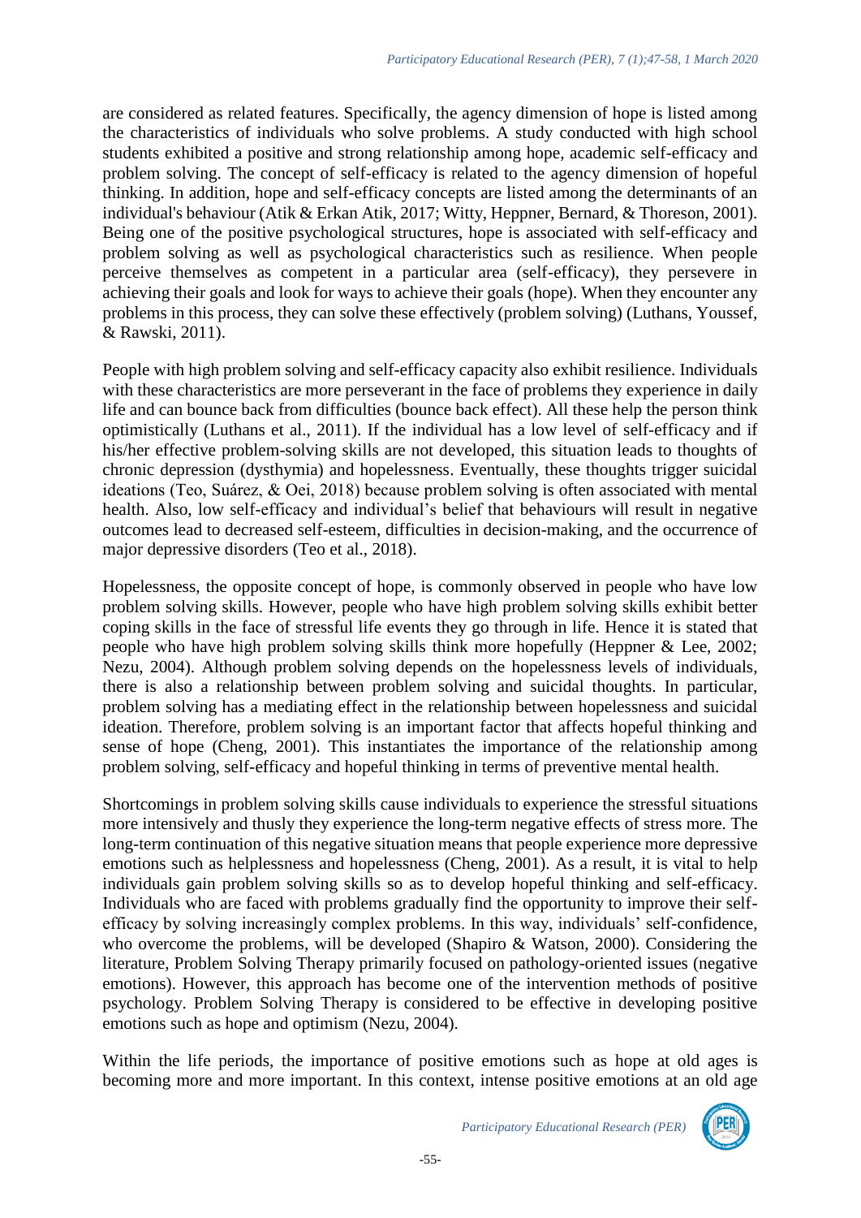are considered as related features. Specifically, the agency dimension of hope is listed among the characteristics of individuals who solve problems. A study conducted with high school students exhibited a positive and strong relationship among hope, academic self-efficacy and problem solving. The concept of self-efficacy is related to the agency dimension of hopeful thinking. In addition, hope and self-efficacy concepts are listed among the determinants of an individual's behaviour (Atik & Erkan Atik, 2017; Witty, Heppner, Bernard, & Thoreson, 2001). Being one of the positive psychological structures, hope is associated with self-efficacy and problem solving as well as psychological characteristics such as resilience. When people perceive themselves as competent in a particular area (self-efficacy), they persevere in achieving their goals and look for ways to achieve their goals (hope). When they encounter any problems in this process, they can solve these effectively (problem solving) (Luthans, Youssef, & Rawski, 2011).

People with high problem solving and self-efficacy capacity also exhibit resilience. Individuals with these characteristics are more perseverant in the face of problems they experience in daily life and can bounce back from difficulties (bounce back effect). All these help the person think optimistically (Luthans et al., 2011). If the individual has a low level of self-efficacy and if his/her effective problem-solving skills are not developed, this situation leads to thoughts of chronic depression (dysthymia) and hopelessness. Eventually, these thoughts trigger suicidal ideations (Teo, Suárez, & Oei, 2018) because problem solving is often associated with mental health. Also, low self-efficacy and individual's belief that behaviours will result in negative outcomes lead to decreased self-esteem, difficulties in decision-making, and the occurrence of major depressive disorders (Teo et al., 2018).

Hopelessness, the opposite concept of hope, is commonly observed in people who have low problem solving skills. However, people who have high problem solving skills exhibit better coping skills in the face of stressful life events they go through in life. Hence it is stated that people who have high problem solving skills think more hopefully (Heppner & Lee, 2002; Nezu, 2004). Although problem solving depends on the hopelessness levels of individuals, there is also a relationship between problem solving and suicidal thoughts. In particular, problem solving has a mediating effect in the relationship between hopelessness and suicidal ideation. Therefore, problem solving is an important factor that affects hopeful thinking and sense of hope (Cheng, 2001). This instantiates the importance of the relationship among problem solving, self-efficacy and hopeful thinking in terms of preventive mental health.

Shortcomings in problem solving skills cause individuals to experience the stressful situations more intensively and thusly they experience the long-term negative effects of stress more. The long-term continuation of this negative situation means that people experience more depressive emotions such as helplessness and hopelessness (Cheng, 2001). As a result, it is vital to help individuals gain problem solving skills so as to develop hopeful thinking and self-efficacy. Individuals who are faced with problems gradually find the opportunity to improve their self-efficacy by solving increasingly complex problems. In this way, individuals' self-confidence, who overcome the problems, will be developed (Shapiro & Watson, 2000). Considering the literature, Problem Solving Therapy primarily focused on pathology-oriented issues (negative emotions). However, this approach has become one of the intervention methods of positive psychology. Problem Solving Therapy is considered to be effective in developing positive emotions such as hope and optimism (Nezu, 2004).

Within the life periods, the importance of positive emotions such as hope at old ages is becoming more and more important. In this context, intense positive emotions at an old age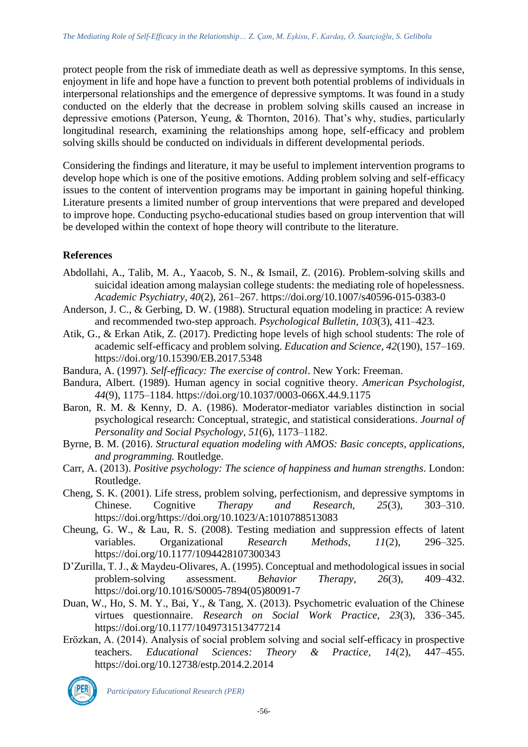protect people from the risk of immediate death as well as depressive symptoms. In this sense, enjoyment in life and hope have a function to prevent both potential problems of individuals in interpersonal relationships and the emergence of depressive symptoms. It was found in a study conducted on the elderly that the decrease in problem solving skills caused an increase in depressive emotions (Paterson, Yeung, & Thornton, 2016). That's why, studies, particularly longitudinal research, examining the relationships among hope, self-efficacy and problem solving skills should be conducted on individuals in different developmental periods.

Considering the findings and literature, it may be useful to implement intervention programs to develop hope which is one of the positive emotions. Adding problem solving and self-efficacy issues to the content of intervention programs may be important in gaining hopeful thinking. Literature presents a limited number of group interventions that were prepared and developed to improve hope. Conducting psycho-educational studies based on group intervention that will be developed within the context of hope theory will contribute to the literature.

## References

Abdollahi, A., Talib, M. A., Yaacob, S. N., & Ismail, Z. (2016). Problem-solving skills and suicidal ideation among malaysian college students: the mediating role of hopelessness. *Academic Psychiatry, 40*(2), 261–267. https://doi.org/10.1007/s40596-015-0383-0

Anderson, J. C., & Gerbing, D. W. (1988). Structural equation modeling in practice: A review and recommended two-step approach. *Psychological Bulletin, 103*(3), 411–423.

Atik, G., & Erkan Atik, Z. (2017). Predicting hope levels of high school students: The role of academic self-efficacy and problem solving. *Education and Science, 42*(190), 157–169. https://doi.org/10.15390/EB.2017.5348

Bandura, A. (1997). *Self-efficacy: The exercise of control*. New York: Freeman.

Bandura, Albert. (1989). Human agency in social cognitive theory. *American Psychologist, 44*(9), 1175–1184. https://doi.org/10.1037/0003-066X.44.9.1175

Baron, R. M. & Kenny, D. A. (1986). Moderator-mediator variables distinction in social psychological research: Conceptual, strategic, and statistical considerations. *Journal of Personality and Social Psychology, 51*(6), 1173–1182.

Byrne, B. M. (2016). *Structural equation modeling with AMOS: Basic concepts, applications, and programming.* Routledge.

Carr, A. (2013). *Positive psychology: The science of happiness and human strengths*. London: Routledge.

Cheng, S. K. (2001). Life stress, problem solving, perfectionism, and depressive symptoms in Chinese. Cognitive *Therapy and Research, 25*(3), 303–310. https://doi.org/https://doi.org/10.1023/A:1010788513083

Cheung, G. W., & Lau, R. S. (2008). Testing mediation and suppression effects of latent variables. Organizational *Research Methods, 11*(2), 296–325. https://doi.org/10.1177/1094428107300343

D'Zurilla, T. J., & Maydeu-Olivares, A. (1995). Conceptual and methodological issues in social problem-solving assessment. *Behavior Therapy, 26*(3), 409–432. https://doi.org/10.1016/S0005-7894(05)80091-7

Duan, W., Ho, S. M. Y., Bai, Y., & Tang, X. (2013). Psychometric evaluation of the Chinese virtues questionnaire. *Research on Social Work Practice, 23*(3), 336–345. https://doi.org/10.1177/1049731513477214

Erözkan, A. (2014). Analysis of social problem solving and social self-efficacy in prospective teachers. *Educational Sciences: Theory & Practice, 14*(2), 447–455. https://doi.org/10.12738/estp.2014.2.2014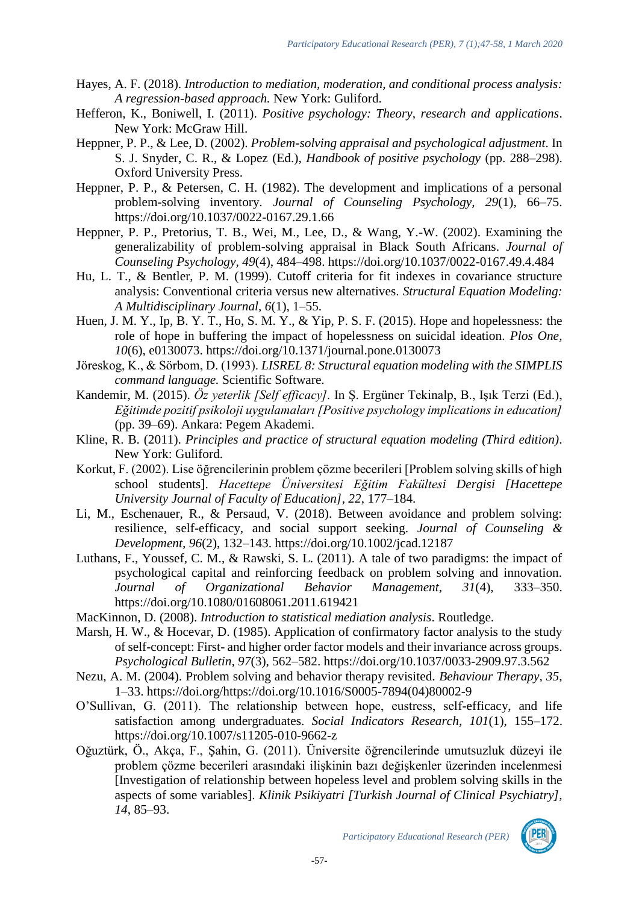Hayes, A. F. (2018). *Introduction to mediation, moderation, and conditional process analysis: A regression-based approach.* New York: Guliford.

Hefferon, K., Boniwell, I. (2011). *Positive psychology: Theory, research and applications*. New York: McGraw Hill.

Heppner, P. P., & Lee, D. (2002). *Problem-solving appraisal and psychological adjustment*. In S. J. Snyder, C. R., & Lopez (Ed.), *Handbook of positive psychology* (pp. 288–298). Oxford University Press.

Heppner, P. P., & Petersen, C. H. (1982). The development and implications of a personal problem-solving inventory. *Journal of Counseling Psychology, 29*(1), 66–75. https://doi.org/10.1037/0022-0167.29.1.66

Heppner, P. P., Pretorius, T. B., Wei, M., Lee, D., & Wang, Y.-W. (2002). Examining the generalizability of problem-solving appraisal in Black South Africans. *Journal of Counseling Psychology, 49*(4), 484–498. https://doi.org/10.1037/0022-0167.49.4.484

Hu, L. T., & Bentler, P. M. (1999). Cutoff criteria for fit indexes in covariance structure analysis: Conventional criteria versus new alternatives. *Structural Equation Modeling: A Multidisciplinary Journal, 6*(1), 1–55.

Huen, J. M. Y., Ip, B. Y. T., Ho, S. M. Y., & Yip, P. S. F. (2015). Hope and hopelessness: the role of hope in buffering the impact of hopelessness on suicidal ideation. *Plos One, 10*(6), e0130073. https://doi.org/10.1371/journal.pone.0130073

Jöreskog, K., & Sörbom, D. (1993). *LISREL 8: Structural equation modeling with the SIMPLIS command language.* Scientific Software.

Kandemir, M. (2015). *Öz yeterlik [Self efficacy].* In Ş. Ergüner Tekinalp, B., Işık Terzi (Ed.), *Eğitimde pozitif psikoloji uygulamaları [Positive psychology implications in education]* (pp. 39–69). Ankara: Pegem Akademi.

Kline, R. B. (2011). *Principles and practice of structural equation modeling (Third edition)*. New York: Guliford.

Korkut, F. (2002). Lise öğrencilerinin problem çözme becerileri [Problem solving skills of high school students]. *Hacettepe Üniversitesi Eğitim Fakültesi Dergisi [Hacettepe University Journal of Faculty of Education], 22*, 177–184.

Li, M., Eschenauer, R., & Persaud, V. (2018). Between avoidance and problem solving: resilience, self-efficacy, and social support seeking. *Journal of Counseling & Development, 96*(2), 132–143. https://doi.org/10.1002/jcad.12187

Luthans, F., Youssef, C. M., & Rawski, S. L. (2011). A tale of two paradigms: the impact of psychological capital and reinforcing feedback on problem solving and innovation. *Journal of Organizational Behavior Management, 31*(4), 333–350. https://doi.org/10.1080/01608061.2011.619421

MacKinnon, D. (2008). *Introduction to statistical mediation analysis*. Routledge.

Marsh, H. W., & Hocevar, D. (1985). Application of confirmatory factor analysis to the study of self-concept: First- and higher order factor models and their invariance across groups. *Psychological Bulletin, 97*(3), 562–582. https://doi.org/10.1037/0033-2909.97.3.562

Nezu, A. M. (2004). Problem solving and behavior therapy revisited. *Behaviour Therapy, 35*, 1–33. https://doi.org/https://doi.org/10.1016/S0005-7894(04)80002-9

O'Sullivan, G. (2011). The relationship between hope, eustress, self-efficacy, and life satisfaction among undergraduates. *Social Indicators Research, 101*(1), 155–172. https://doi.org/10.1007/s11205-010-9662-z

Oğuztürk, Ö., Akça, F., Şahin, G. (2011). Üniversite öğrencilerinde umutsuzluk düzeyi ile problem çözme becerileri arasındaki ilişkinin bazı değişkenler üzerinden incelenmesi [Investigation of relationship between hopeless level and problem solving skills in the aspects of some variables]. *Klinik Psikiyatri [Turkish Journal of Clinical Psychiatry], 14*, 85–93.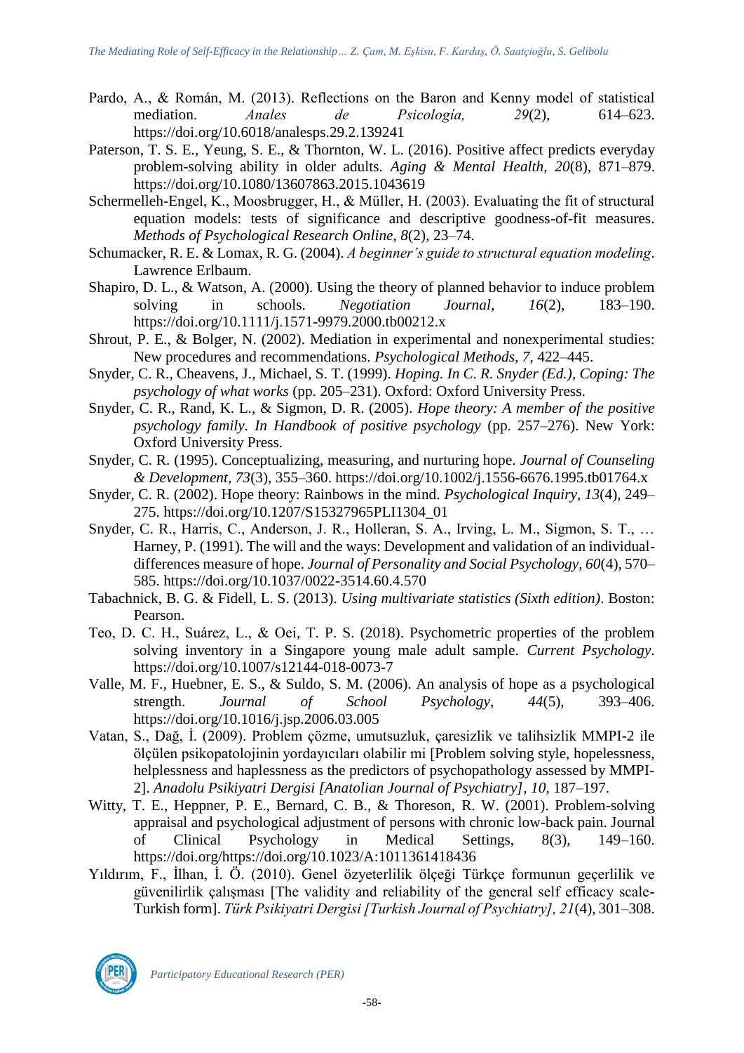Pardo, A., & Román, M. (2013). Reflections on the Baron and Kenny model of statistical mediation. *Anales de Psicología, 29*(2), 614–623. https://doi.org/10.6018/analesps.29.2.139241

Paterson, T. S. E., Yeung, S. E., & Thornton, W. L. (2016). Positive affect predicts everyday problem-solving ability in older adults. *Aging & Mental Health, 20*(8), 871–879. https://doi.org/10.1080/13607863.2015.1043619

Schermelleh-Engel, K., Moosbrugger, H., & Müller, H. (2003). Evaluating the fit of structural equation models: tests of significance and descriptive goodness-of-fit measures. *Methods of Psychological Research Online, 8*(2), 23–74.

Schumacker, R. E. & Lomax, R. G. (2004). *A beginner's guide to structural equation modeling*. Lawrence Erlbaum.

Shapiro, D. L., & Watson, A. (2000). Using the theory of planned behavior to induce problem solving in schools. *Negotiation Journal, 16*(2), 183–190. https://doi.org/10.1111/j.1571-9979.2000.tb00212.x

Shrout, P. E., & Bolger, N. (2002). Mediation in experimental and nonexperimental studies: New procedures and recommendations. *Psychological Methods, 7*, 422–445.

Snyder, C. R., Cheavens, J., Michael, S. T. (1999). *Hoping. In C. R. Snyder (Ed.), Coping: The psychology of what works* (pp. 205–231). Oxford: Oxford University Press.

Snyder, C. R., Rand, K. L., & Sigmon, D. R. (2005). *Hope theory: A member of the positive psychology family. In Handbook of positive psychology* (pp. 257–276). New York: Oxford University Press.

Snyder, C. R. (1995). Conceptualizing, measuring, and nurturing hope. *Journal of Counseling & Development, 73*(3), 355–360. https://doi.org/10.1002/j.1556-6676.1995.tb01764.x

Snyder, C. R. (2002). Hope theory: Rainbows in the mind. *Psychological Inquiry, 13*(4), 249–275. https://doi.org/10.1207/S15327965PLI1304_01

Snyder, C. R., Harris, C., Anderson, J. R., Holleran, S. A., Irving, L. M., Sigmon, S. T., … Harney, P. (1991). The will and the ways: Development and validation of an individual-differences measure of hope. *Journal of Personality and Social Psychology, 60*(4), 570–585. https://doi.org/10.1037/0022-3514.60.4.570

Tabachnick, B. G. & Fidell, L. S. (2013). *Using multivariate statistics (Sixth edition)*. Boston: Pearson.

Teo, D. C. H., Suárez, L., & Oei, T. P. S. (2018). Psychometric properties of the problem solving inventory in a Singapore young male adult sample. *Current Psychology*. https://doi.org/10.1007/s12144-018-0073-7

Valle, M. F., Huebner, E. S., & Suldo, S. M. (2006). An analysis of hope as a psychological strength. *Journal of School Psychology, 44*(5), 393–406. https://doi.org/10.1016/j.jsp.2006.03.005

Vatan, S., Dağ, İ. (2009). Problem çözme, umutsuzluk, çaresizlik ve talihsizlik MMPI-2 ile ölçülen psikopatolojinin yordayıcıları olabilir mi [Problem solving style, hopelessness, helplessness and haplessness as the predictors of psychopathology assessed by MMPI-2]. *Anadolu Psikiyatri Dergisi [Anatolian Journal of Psychiatry], 10*, 187–197.

Witty, T. E., Heppner, P. E., Bernard, C. B., & Thoreson, R. W. (2001). Problem-solving appraisal and psychological adjustment of persons with chronic low-back pain. Journal of Clinical Psychology in Medical Settings, 8(3), 149–160. https://doi.org/https://doi.org/10.1023/A:1011361418436

Yıldırım, F., İlhan, İ. Ö. (2010). Genel özyeterlilik ölçeği Türkçe formunun geçerlilik ve güvenilirlik çalışması [The validity and reliability of the general self efficacy scale-Turkish form]. *Türk Psikiyatri Dergisi [Turkish Journal of Psychiatry], 21*(4), 301–308.